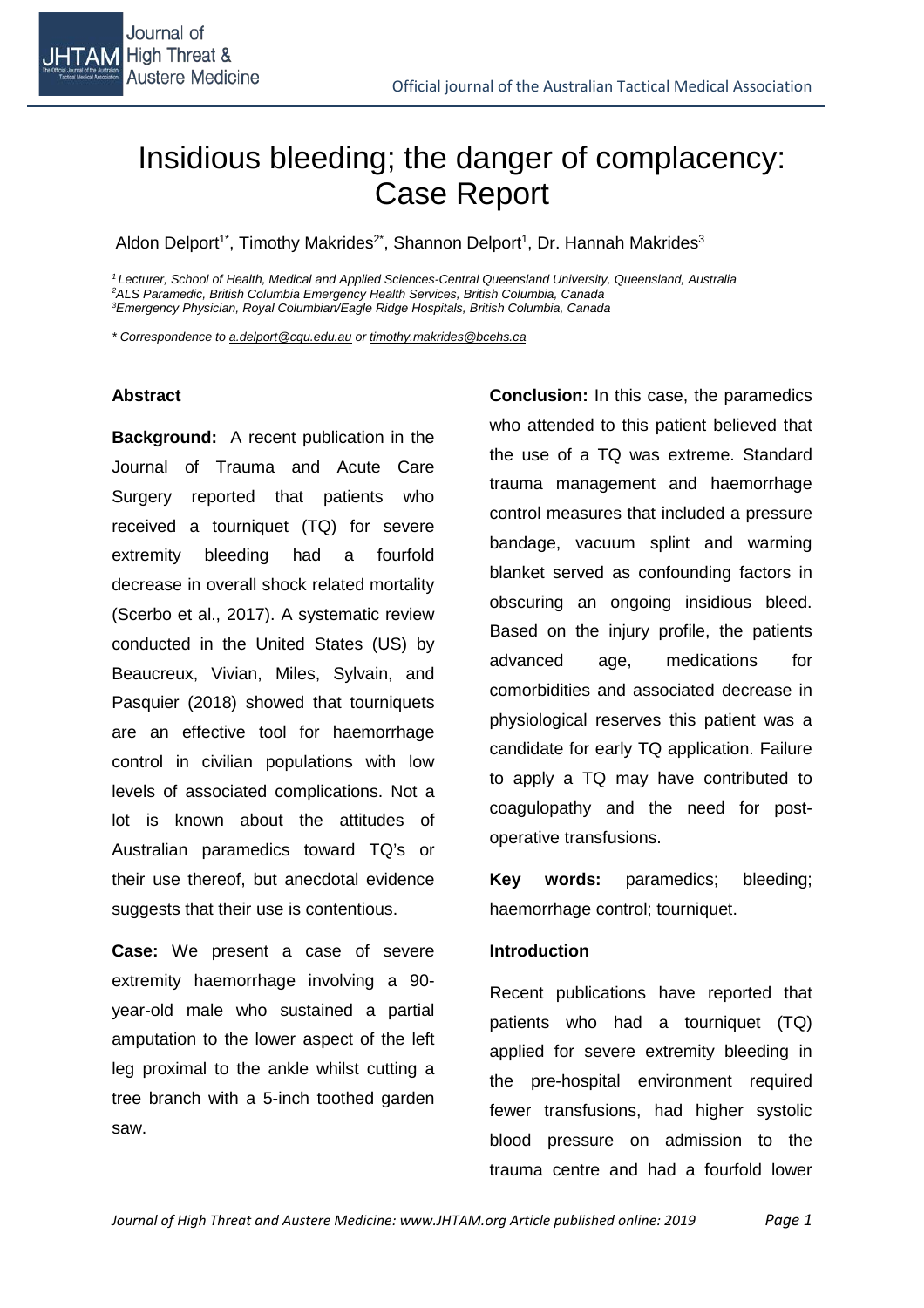# Insidious bleeding; the danger of complacency: Case Report

Aldon Delport[1*], Timothy Makrides[2*], Shannon Delport[1], Dr. Hannah Makrides[3]

*[1] Lecturer, School of Health, Medical and Applied Sciences-Central Queensland University, Queensland, Australia*
*[2] ALS Paramedic, British Columbia Emergency Health Services, British Columbia, Canada*
*[3] Emergency Physician, Royal Columbian/Eagle Ridge Hospitals, British Columbia, Canada*

*\* Correspondence to a.delport@cqu.edu.au or timothy.makrides@bcehs.ca*

### Abstract

**Background:** A recent publication in the Journal of Trauma and Acute Care Surgery reported that patients who received a tourniquet (TQ) for severe extremity bleeding had a fourfold decrease in overall shock related mortality (Scerbo et al., 2017). A systematic review conducted in the United States (US) by Beaucreux, Vivian, Miles, Sylvain, and Pasquier (2018) showed that tourniquets are an effective tool for haemorrhage control in civilian populations with low levels of associated complications. Not a lot is known about the attitudes of Australian paramedics toward TQ's or their use thereof, but anecdotal evidence suggests that their use is contentious.

**Case:** We present a case of severe extremity haemorrhage involving a 90-year-old male who sustained a partial amputation to the lower aspect of the left leg proximal to the ankle whilst cutting a tree branch with a 5-inch toothed garden saw.

**Conclusion:** In this case, the paramedics who attended to this patient believed that the use of a TQ was extreme. Standard trauma management and haemorrhage control measures that included a pressure bandage, vacuum splint and warming blanket served as confounding factors in obscuring an ongoing insidious bleed. Based on the injury profile, the patients advanced age, medications for comorbidities and associated decrease in physiological reserves this patient was a candidate for early TQ application. Failure to apply a TQ may have contributed to coagulopathy and the need for post-operative transfusions.

**Key words:** paramedics; bleeding; haemorrhage control; tourniquet.

### Introduction

Recent publications have reported that patients who had a tourniquet (TQ) applied for severe extremity bleeding in the pre-hospital environment required fewer transfusions, had higher systolic blood pressure on admission to the trauma centre and had a fourfold lower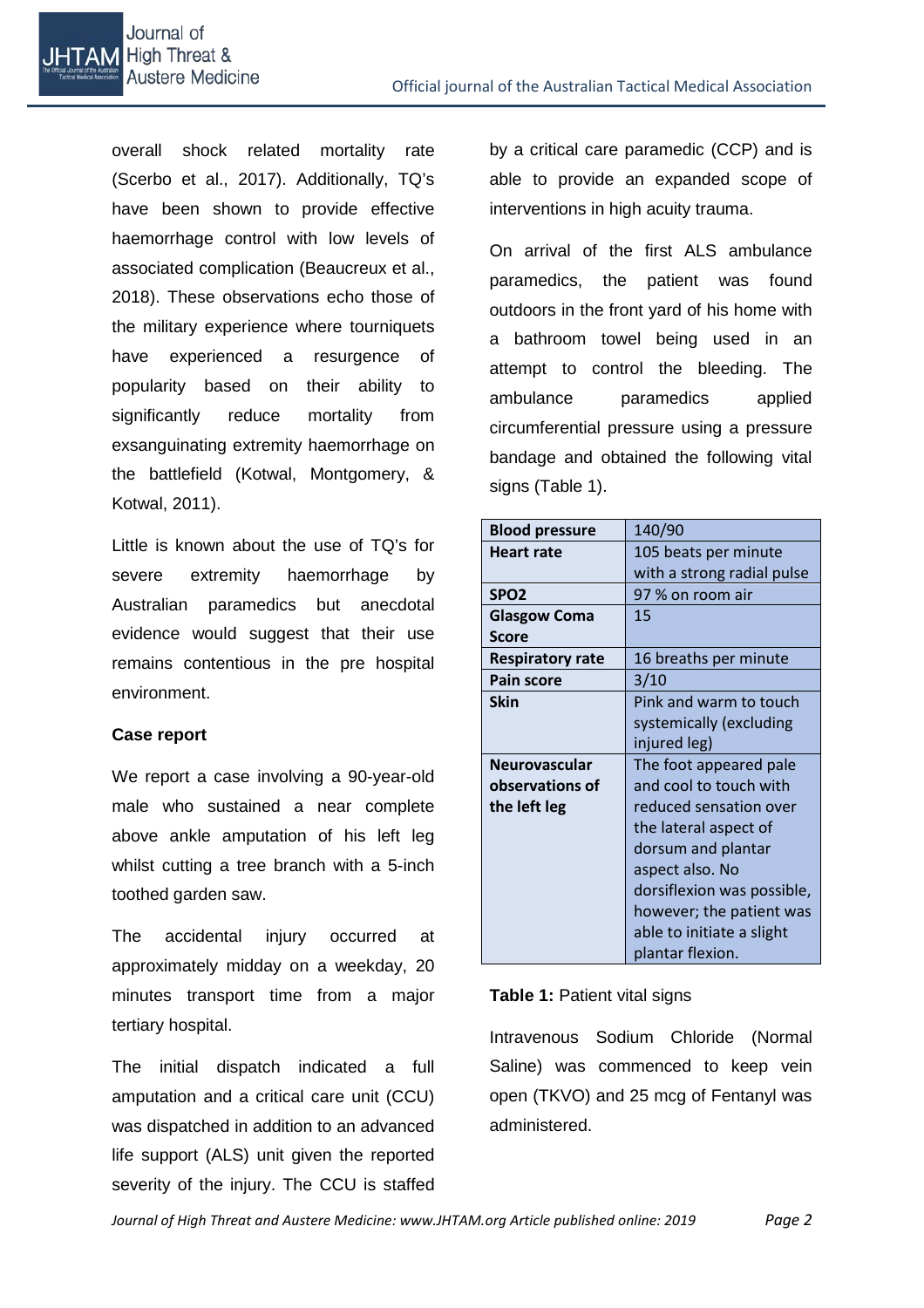overall shock related mortality rate (Scerbo et al., 2017). Additionally, TQ's have been shown to provide effective haemorrhage control with low levels of associated complication (Beaucreux et al., 2018). These observations echo those of the military experience where tourniquets have experienced a resurgence of popularity based on their ability to significantly reduce mortality from exsanguinating extremity haemorrhage on the battlefield (Kotwal, Montgomery, & Kotwal, 2011).

Little is known about the use of TQ's for severe extremity haemorrhage by Australian paramedics but anecdotal evidence would suggest that their use remains contentious in the pre hospital environment.

**Case report**

We report a case involving a 90-year-old male who sustained a near complete above ankle amputation of his left leg whilst cutting a tree branch with a 5-inch toothed garden saw.

The accidental injury occurred at approximately midday on a weekday, 20 minutes transport time from a major tertiary hospital.

The initial dispatch indicated a full amputation and a critical care unit (CCU) was dispatched in addition to an advanced life support (ALS) unit given the reported severity of the injury. The CCU is staffed by a critical care paramedic (CCP) and is able to provide an expanded scope of interventions in high acuity trauma.

On arrival of the first ALS ambulance paramedics, the patient was found outdoors in the front yard of his home with a bathroom towel being used in an attempt to control the bleeding. The ambulance paramedics applied circumferential pressure using a pressure bandage and obtained the following vital signs (Table 1).

| | |
|---|---|
| **Blood pressure** | 140/90 |
| **Heart rate** | 105 beats per minute with a strong radial pulse |
| **SPO2** | 97 % on room air |
| **Glasgow Coma Score** | 15 |
| **Respiratory rate** | 16 breaths per minute |
| **Pain score** | 3/10 |
| **Skin** | Pink and warm to touch systemically (excluding injured leg) |
| **Neurovascular observations of the left leg** | The foot appeared pale and cool to touch with reduced sensation over the lateral aspect of dorsum and plantar aspect also. No dorsiflexion was possible, however; the patient was able to initiate a slight plantar flexion. |

**Table 1:** Patient vital signs

Intravenous Sodium Chloride (Normal Saline) was commenced to keep vein open (TKVO) and 25 mcg of Fentanyl was administered.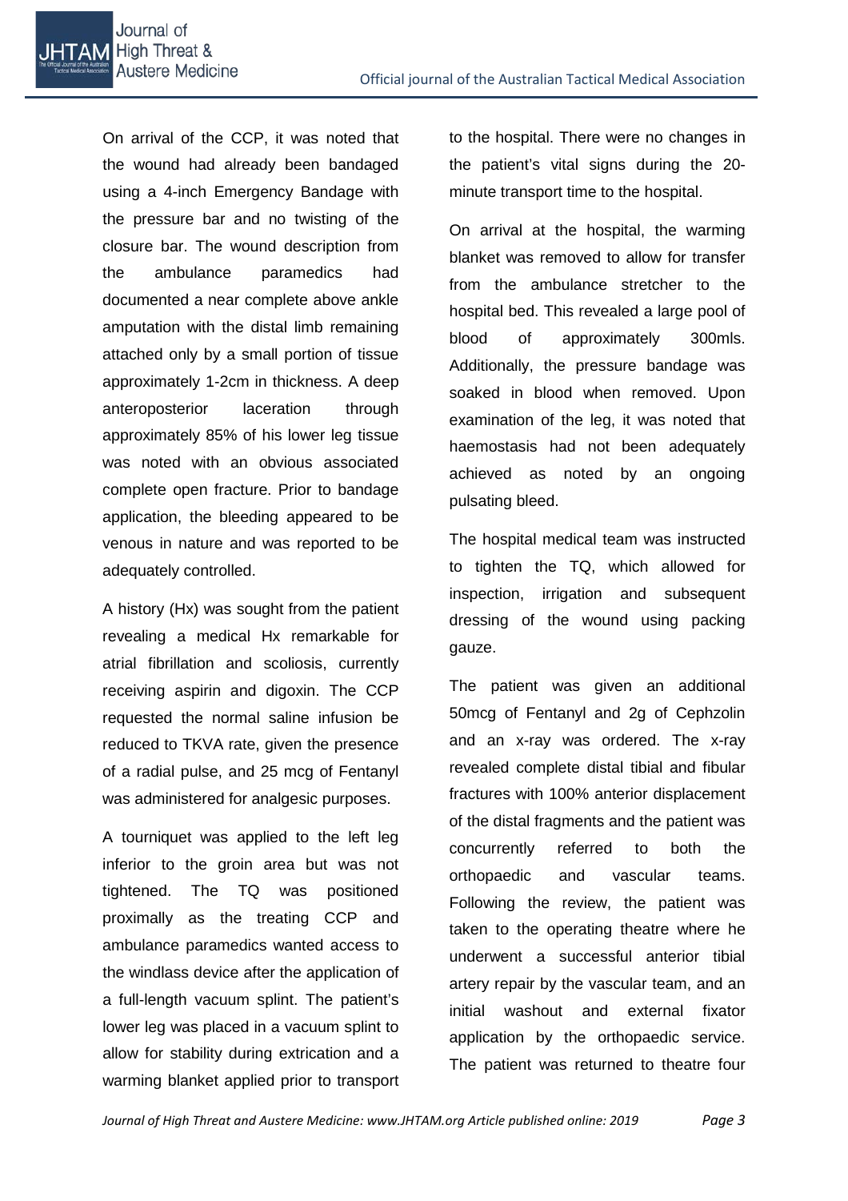On arrival of the CCP, it was noted that the wound had already been bandaged using a 4-inch Emergency Bandage with the pressure bar and no twisting of the closure bar. The wound description from the ambulance paramedics had documented a near complete above ankle amputation with the distal limb remaining attached only by a small portion of tissue approximately 1-2cm in thickness. A deep anteroposterior laceration through approximately 85% of his lower leg tissue was noted with an obvious associated complete open fracture. Prior to bandage application, the bleeding appeared to be venous in nature and was reported to be adequately controlled.

A history (Hx) was sought from the patient revealing a medical Hx remarkable for atrial fibrillation and scoliosis, currently receiving aspirin and digoxin. The CCP requested the normal saline infusion be reduced to TKVA rate, given the presence of a radial pulse, and 25 mcg of Fentanyl was administered for analgesic purposes.

A tourniquet was applied to the left leg inferior to the groin area but was not tightened. The TQ was positioned proximally as the treating CCP and ambulance paramedics wanted access to the windlass device after the application of a full-length vacuum splint. The patient's lower leg was placed in a vacuum splint to allow for stability during extrication and a warming blanket applied prior to transport to the hospital. There were no changes in the patient's vital signs during the 20-minute transport time to the hospital.

On arrival at the hospital, the warming blanket was removed to allow for transfer from the ambulance stretcher to the hospital bed. This revealed a large pool of blood of approximately 300mls. Additionally, the pressure bandage was soaked in blood when removed. Upon examination of the leg, it was noted that haemostasis had not been adequately achieved as noted by an ongoing pulsating bleed.

The hospital medical team was instructed to tighten the TQ, which allowed for inspection, irrigation and subsequent dressing of the wound using packing gauze.

The patient was given an additional 50mcg of Fentanyl and 2g of Cephzolin and an x-ray was ordered. The x-ray revealed complete distal tibial and fibular fractures with 100% anterior displacement of the distal fragments and the patient was concurrently referred to both the orthopaedic and vascular teams. Following the review, the patient was taken to the operating theatre where he underwent a successful anterior tibial artery repair by the vascular team, and an initial washout and external fixator application by the orthopaedic service. The patient was returned to theatre four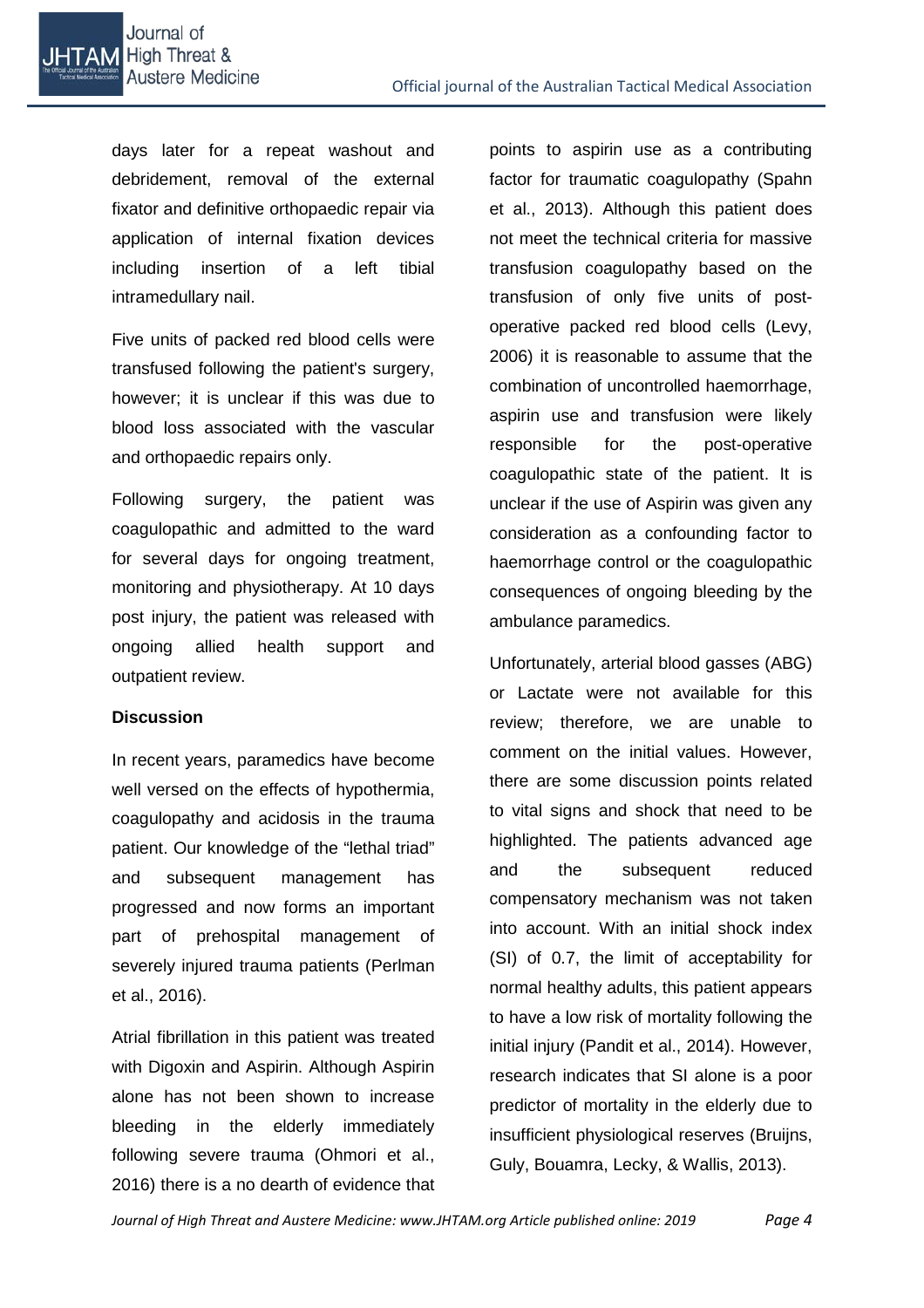days later for a repeat washout and debridement, removal of the external fixator and definitive orthopaedic repair via application of internal fixation devices including insertion of a left tibial intramedullary nail.

Five units of packed red blood cells were transfused following the patient's surgery, however; it is unclear if this was due to blood loss associated with the vascular and orthopaedic repairs only.

Following surgery, the patient was coagulopathic and admitted to the ward for several days for ongoing treatment, monitoring and physiotherapy. At 10 days post injury, the patient was released with ongoing allied health support and outpatient review.

## Discussion

In recent years, paramedics have become well versed on the effects of hypothermia, coagulopathy and acidosis in the trauma patient. Our knowledge of the "lethal triad" and subsequent management has progressed and now forms an important part of prehospital management of severely injured trauma patients (Perlman et al., 2016).

Atrial fibrillation in this patient was treated with Digoxin and Aspirin. Although Aspirin alone has not been shown to increase bleeding in the elderly immediately following severe trauma (Ohmori et al., 2016) there is a no dearth of evidence that points to aspirin use as a contributing factor for traumatic coagulopathy (Spahn et al., 2013). Although this patient does not meet the technical criteria for massive transfusion coagulopathy based on the transfusion of only five units of post-operative packed red blood cells (Levy, 2006) it is reasonable to assume that the combination of uncontrolled haemorrhage, aspirin use and transfusion were likely responsible for the post-operative coagulopathic state of the patient. It is unclear if the use of Aspirin was given any consideration as a confounding factor to haemorrhage control or the coagulopathic consequences of ongoing bleeding by the ambulance paramedics.

Unfortunately, arterial blood gasses (ABG) or Lactate were not available for this review; therefore, we are unable to comment on the initial values. However, there are some discussion points related to vital signs and shock that need to be highlighted. The patients advanced age and the subsequent reduced compensatory mechanism was not taken into account. With an initial shock index (SI) of 0.7, the limit of acceptability for normal healthy adults, this patient appears to have a low risk of mortality following the initial injury (Pandit et al., 2014). However, research indicates that SI alone is a poor predictor of mortality in the elderly due to insufficient physiological reserves (Bruijns, Guly, Bouamra, Lecky, & Wallis, 2013).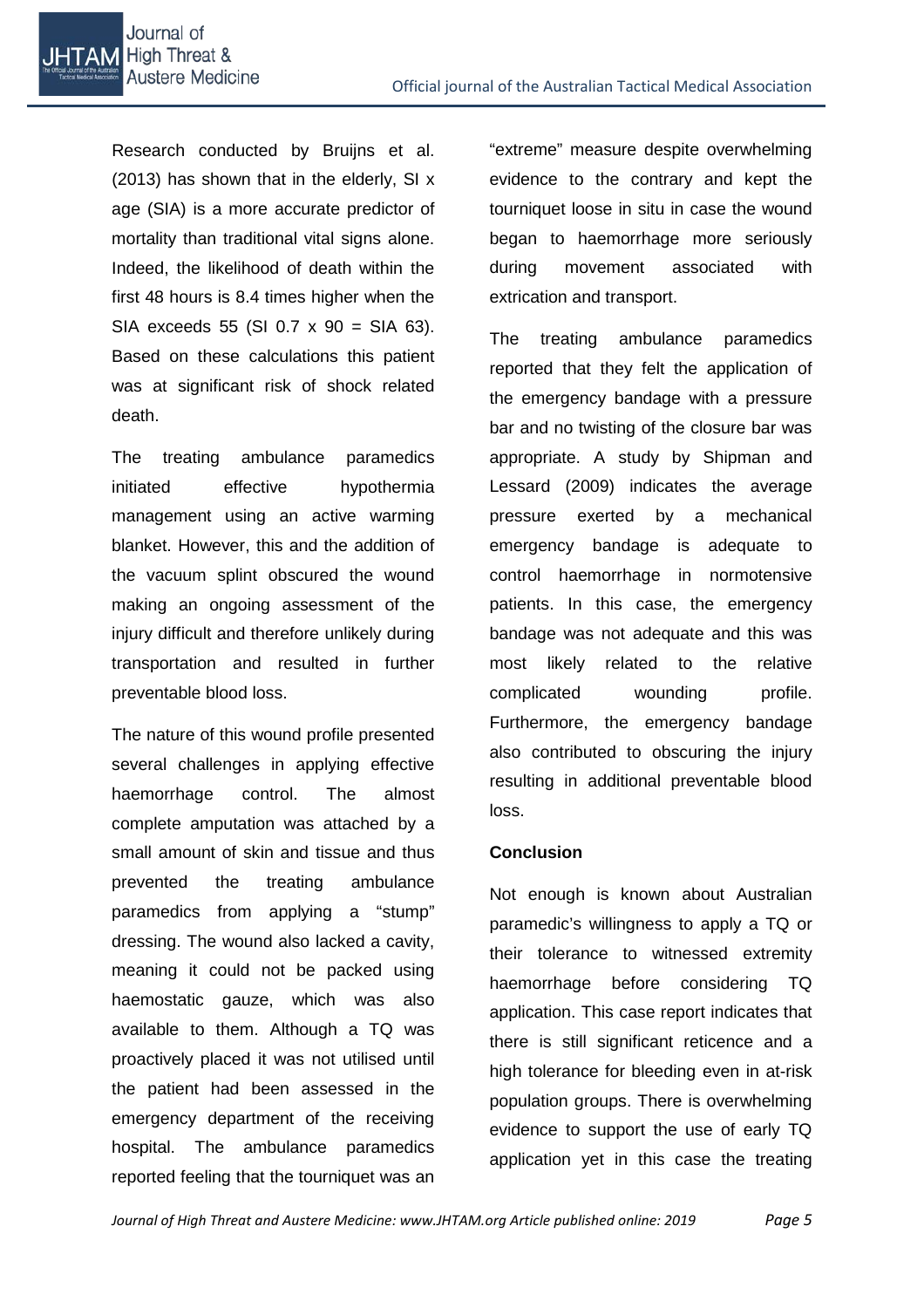Research conducted by Bruijns et al. (2013) has shown that in the elderly, SI x age (SIA) is a more accurate predictor of mortality than traditional vital signs alone. Indeed, the likelihood of death within the first 48 hours is 8.4 times higher when the SIA exceeds 55 (SI 0.7 x 90 = SIA 63). Based on these calculations this patient was at significant risk of shock related death.

The treating ambulance paramedics initiated effective hypothermia management using an active warming blanket. However, this and the addition of the vacuum splint obscured the wound making an ongoing assessment of the injury difficult and therefore unlikely during transportation and resulted in further preventable blood loss.

The nature of this wound profile presented several challenges in applying effective haemorrhage control. The almost complete amputation was attached by a small amount of skin and tissue and thus prevented the treating ambulance paramedics from applying a "stump" dressing. The wound also lacked a cavity, meaning it could not be packed using haemostatic gauze, which was also available to them. Although a TQ was proactively placed it was not utilised until the patient had been assessed in the emergency department of the receiving hospital. The ambulance paramedics reported feeling that the tourniquet was an "extreme" measure despite overwhelming evidence to the contrary and kept the tourniquet loose in situ in case the wound began to haemorrhage more seriously during movement associated with extrication and transport.

The treating ambulance paramedics reported that they felt the application of the emergency bandage with a pressure bar and no twisting of the closure bar was appropriate. A study by Shipman and Lessard (2009) indicates the average pressure exerted by a mechanical emergency bandage is adequate to control haemorrhage in normotensive patients. In this case, the emergency bandage was not adequate and this was most likely related to the relative complicated wounding profile. Furthermore, the emergency bandage also contributed to obscuring the injury resulting in additional preventable blood loss.

**Conclusion**

Not enough is known about Australian paramedic's willingness to apply a TQ or their tolerance to witnessed extremity haemorrhage before considering TQ application. This case report indicates that there is still significant reticence and a high tolerance for bleeding even in at-risk population groups. There is overwhelming evidence to support the use of early TQ application yet in this case the treating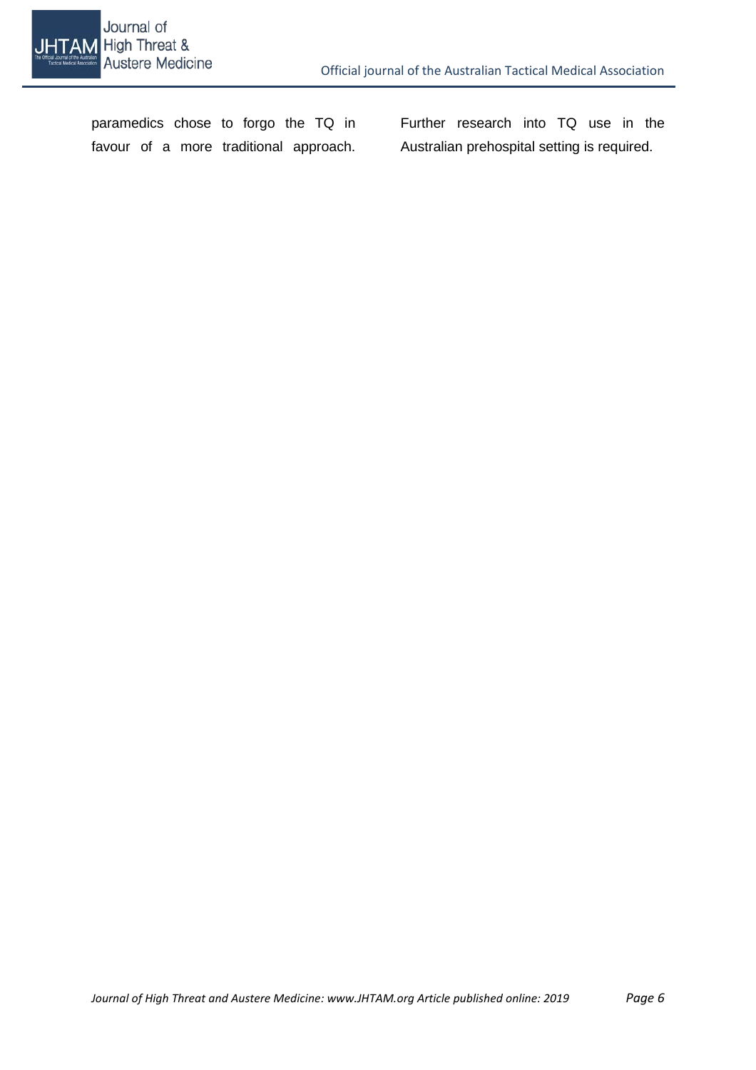paramedics chose to forgo the TQ in favour of a more traditional approach. Further research into TQ use in the Australian prehospital setting is required.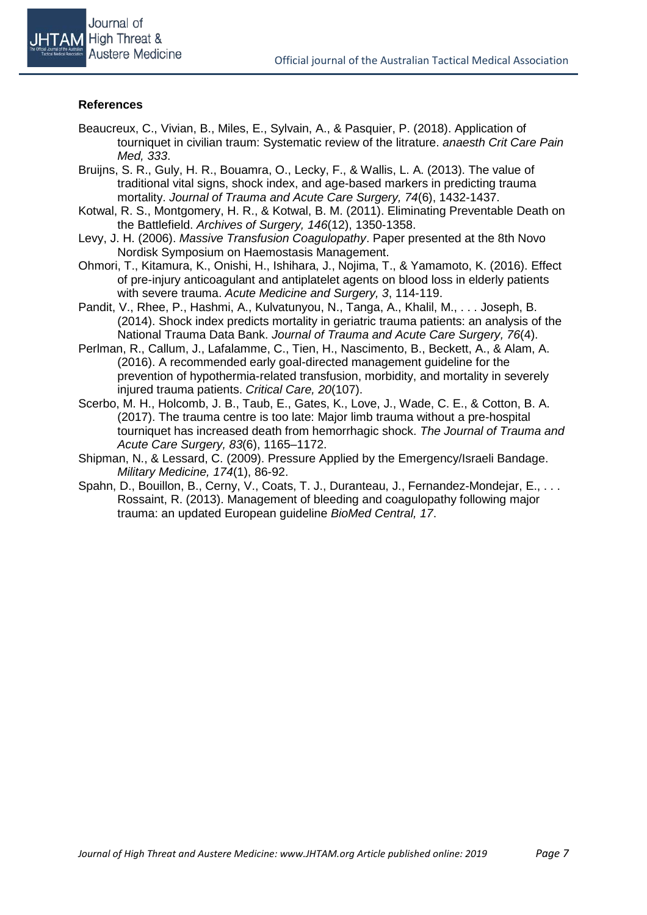## References

Beaucreux, C., Vivian, B., Miles, E., Sylvain, A., & Pasquier, P. (2018). Application of tourniquet in civilian traum: Systematic review of the litrature. *anaesth Crit Care Pain Med, 333*.

Bruijns, S. R., Guly, H. R., Bouamra, O., Lecky, F., & Wallis, L. A. (2013). The value of traditional vital signs, shock index, and age-based markers in predicting trauma mortality. *Journal of Trauma and Acute Care Surgery, 74*(6), 1432-1437.

Kotwal, R. S., Montgomery, H. R., & Kotwal, B. M. (2011). Eliminating Preventable Death on the Battlefield. *Archives of Surgery, 146*(12), 1350-1358.

Levy, J. H. (2006). *Massive Transfusion Coagulopathy*. Paper presented at the 8th Novo Nordisk Symposium on Haemostasis Management.

Ohmori, T., Kitamura, K., Onishi, H., Ishihara, J., Nojima, T., & Yamamoto, K. (2016). Effect of pre-injury anticoagulant and antiplatelet agents on blood loss in elderly patients with severe trauma. *Acute Medicine and Surgery, 3*, 114-119.

Pandit, V., Rhee, P., Hashmi, A., Kulvatunyou, N., Tanga, A., Khalil, M., . . . Joseph, B. (2014). Shock index predicts mortality in geriatric trauma patients: an analysis of the National Trauma Data Bank. *Journal of Trauma and Acute Care Surgery, 76*(4).

Perlman, R., Callum, J., Lafalamme, C., Tien, H., Nascimento, B., Beckett, A., & Alam, A. (2016). A recommended early goal-directed management guideline for the prevention of hypothermia-related transfusion, morbidity, and mortality in severely injured trauma patients. *Critical Care, 20*(107).

Scerbo, M. H., Holcomb, J. B., Taub, E., Gates, K., Love, J., Wade, C. E., & Cotton, B. A. (2017). The trauma centre is too late: Major limb trauma without a pre-hospital tourniquet has increased death from hemorrhagic shock. *The Journal of Trauma and Acute Care Surgery, 83*(6), 1165–1172.

Shipman, N., & Lessard, C. (2009). Pressure Applied by the Emergency/Israeli Bandage. *Military Medicine, 174*(1), 86-92.

Spahn, D., Bouillon, B., Cerny, V., Coats, T. J., Duranteau, J., Fernandez-Mondejar, E., . . . Rossaint, R. (2013). Management of bleeding and coagulopathy following major trauma: an updated European guideline *BioMed Central, 17*.